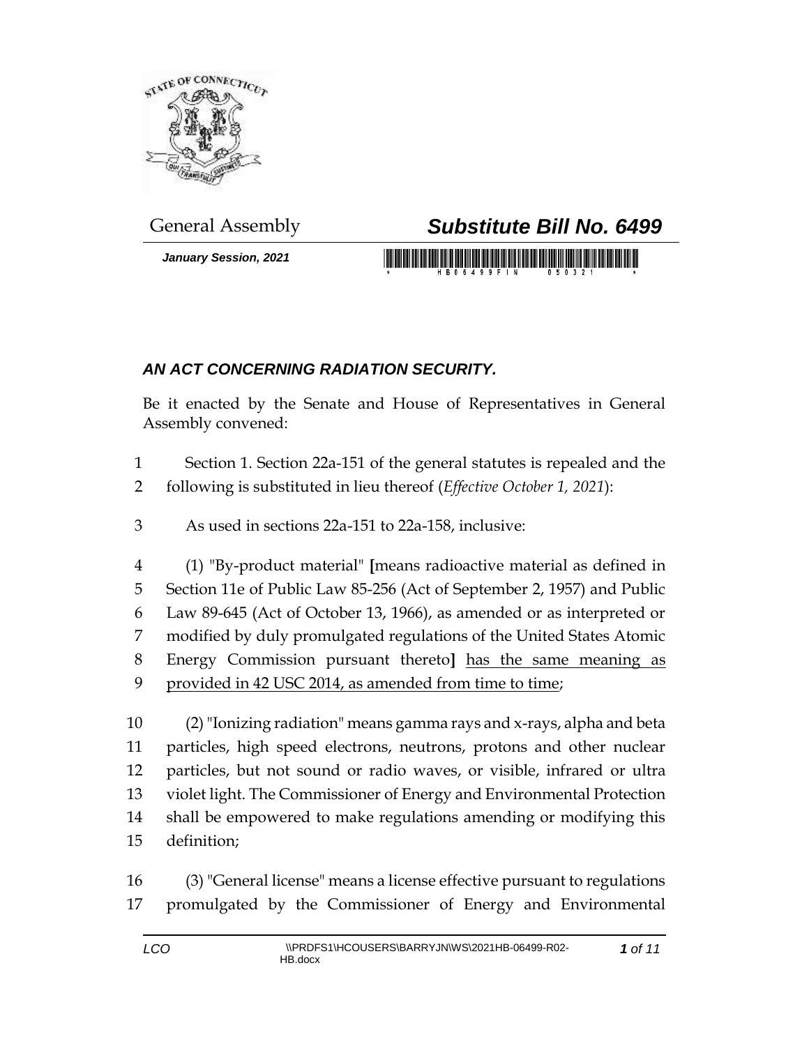General Assembly

# Substitute Bill No. 6499

*January Session, 2021*

## *AN ACT CONCERNING RADIATION SECURITY.*

Be it enacted by the Senate and House of Representatives in General Assembly convened:

1 Section 1. Section 22a-151 of the general statutes is repealed and the
2 following is substituted in lieu thereof (*Effective October 1, 2021*):

3 As used in sections 22a-151 to 22a-158, inclusive:

4 (1) "By-product material" **[**means radioactive material as defined in
5 Section 11e of Public Law 85-256 (Act of September 2, 1957) and Public
6 Law 89-645 (Act of October 13, 1966), as amended or as interpreted or
7 modified by duly promulgated regulations of the United States Atomic
8 Energy Commission pursuant thereto**]** <u>has the same meaning as</u>
9 <u>provided in 42 USC 2014, as amended from time to time</u>;

10 (2) "Ionizing radiation" means gamma rays and x-rays, alpha and beta
11 particles, high speed electrons, neutrons, protons and other nuclear
12 particles, but not sound or radio waves, or visible, infrared or ultra
13 violet light. The Commissioner of Energy and Environmental Protection
14 shall be empowered to make regulations amending or modifying this
15 definition;

16 (3) "General license" means a license effective pursuant to regulations
17 promulgated by the Commissioner of Energy and Environmental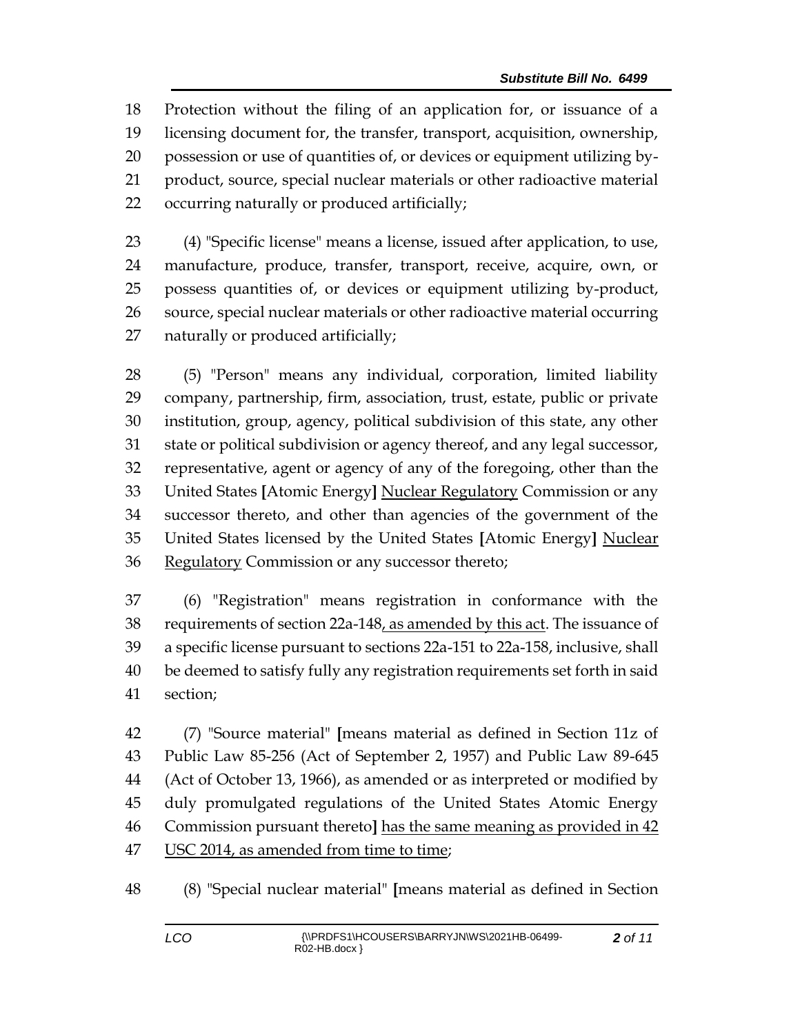Protection without the filing of an application for, or issuance of a licensing document for, the transfer, transport, acquisition, ownership, possession or use of quantities of, or devices or equipment utilizing by-product, source, special nuclear materials or other radioactive material occurring naturally or produced artificially;

(4) "Specific license" means a license, issued after application, to use, manufacture, produce, transfer, transport, receive, acquire, own, or possess quantities of, or devices or equipment utilizing by-product, source, special nuclear materials or other radioactive material occurring naturally or produced artificially;

(5) "Person" means any individual, corporation, limited liability company, partnership, firm, association, trust, estate, public or private institution, group, agency, political subdivision of this state, any other state or political subdivision or agency thereof, and any legal successor, representative, agent or agency of any of the foregoing, other than the United States **[**Atomic Energy**]** <u>Nuclear Regulatory</u> Commission or any successor thereto, and other than agencies of the government of the United States licensed by the United States **[**Atomic Energy**]** <u>Nuclear Regulatory</u> Commission or any successor thereto;

(6) "Registration" means registration in conformance with the requirements of section 22a-148<u>, as amended by this act</u>. The issuance of a specific license pursuant to sections 22a-151 to 22a-158, inclusive, shall be deemed to satisfy fully any registration requirements set forth in said section;

(7) "Source material" **[**means material as defined in Section 11z of Public Law 85-256 (Act of September 2, 1957) and Public Law 89-645 (Act of October 13, 1966), as amended or as interpreted or modified by duly promulgated regulations of the United States Atomic Energy Commission pursuant thereto**]** <u>has the same meaning as provided in 42 USC 2014, as amended from time to time</u>;

(8) "Special nuclear material" **[**means material as defined in Section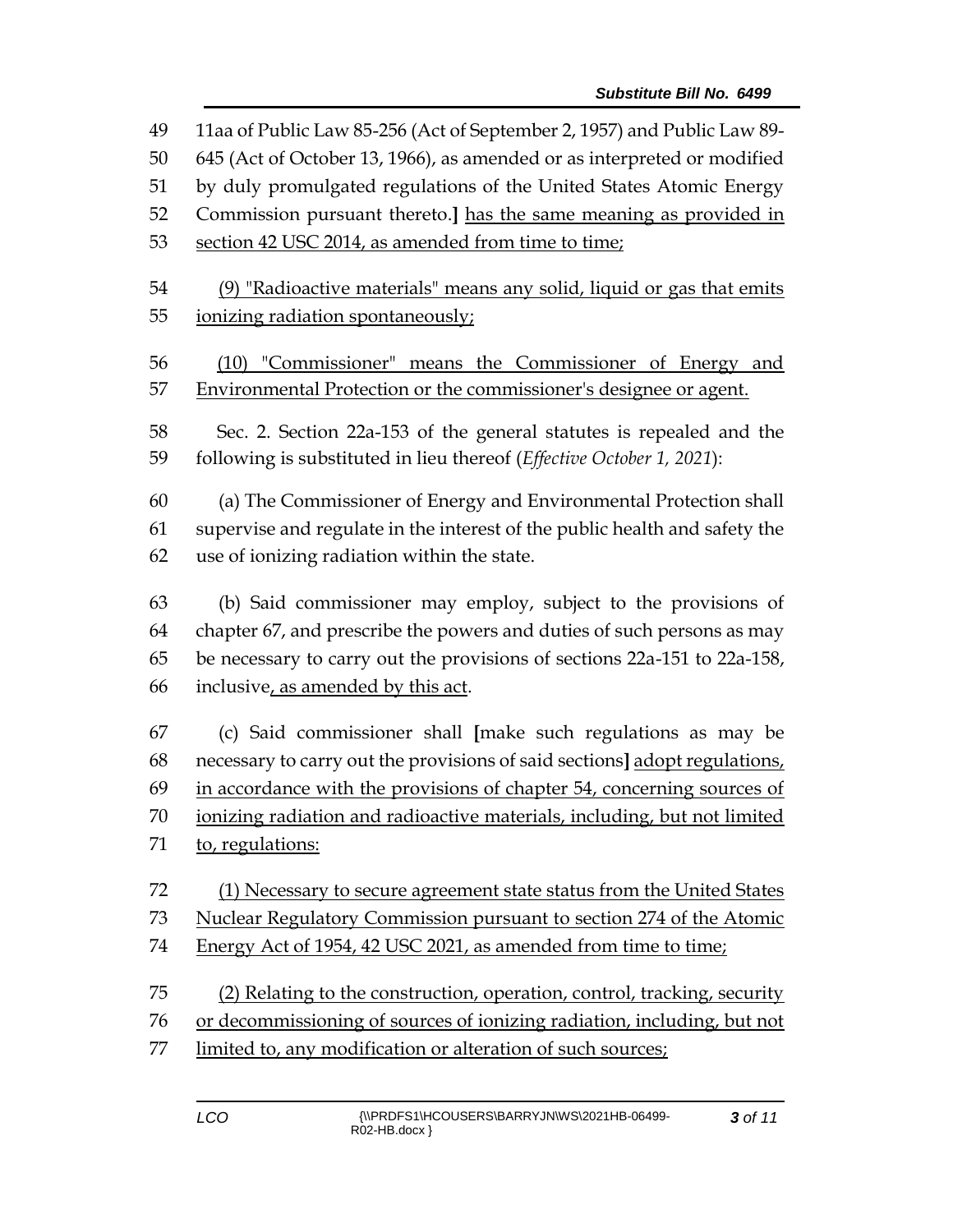11aa of Public Law 85-256 (Act of September 2, 1957) and Public Law 89-645 (Act of October 13, 1966), as amended or as interpreted or modified by duly promulgated regulations of the United States Atomic Energy Commission pursuant thereto.] has the same meaning as provided in section 42 USC 2014, as amended from time to time;

(9) "Radioactive materials" means any solid, liquid or gas that emits ionizing radiation spontaneously;

(10) "Commissioner" means the Commissioner of Energy and Environmental Protection or the commissioner's designee or agent.

Sec. 2. Section 22a-153 of the general statutes is repealed and the following is substituted in lieu thereof (*Effective October 1, 2021*):

(a) The Commissioner of Energy and Environmental Protection shall supervise and regulate in the interest of the public health and safety the use of ionizing radiation within the state.

(b) Said commissioner may employ, subject to the provisions of chapter 67, and prescribe the powers and duties of such persons as may be necessary to carry out the provisions of sections 22a-151 to 22a-158, inclusive, as amended by this act.

(c) Said commissioner shall [make such regulations as may be necessary to carry out the provisions of said sections] adopt regulations, in accordance with the provisions of chapter 54, concerning sources of ionizing radiation and radioactive materials, including, but not limited to, regulations:

(1) Necessary to secure agreement state status from the United States Nuclear Regulatory Commission pursuant to section 274 of the Atomic Energy Act of 1954, 42 USC 2021, as amended from time to time;

(2) Relating to the construction, operation, control, tracking, security or decommissioning of sources of ionizing radiation, including, but not limited to, any modification or alteration of such sources;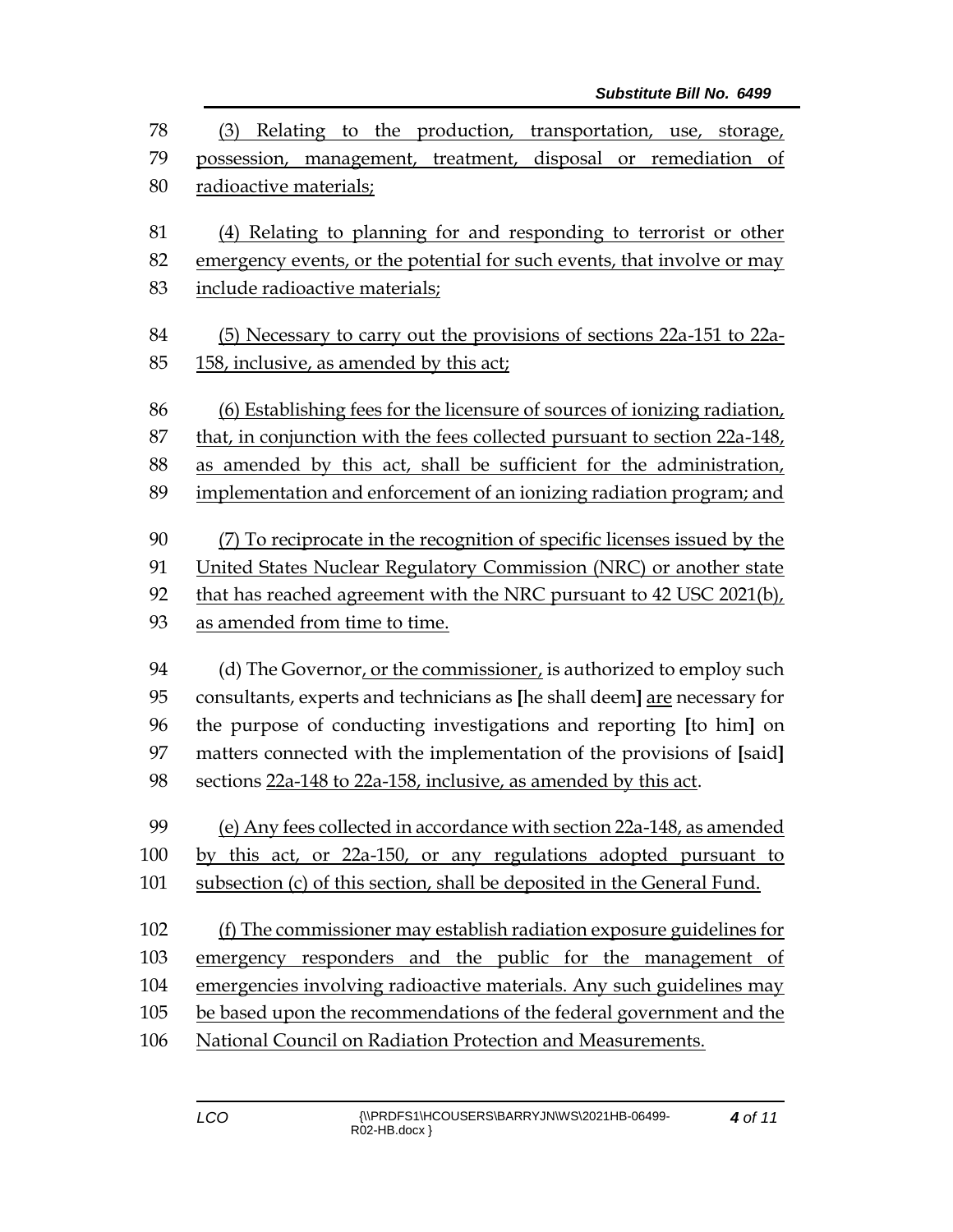78 (3) Relating to the production, transportation, use, storage,
79 possession, management, treatment, disposal or remediation of
80 radioactive materials;

81 (4) Relating to planning for and responding to terrorist or other
82 emergency events, or the potential for such events, that involve or may
83 include radioactive materials;

84 (5) Necessary to carry out the provisions of sections 22a-151 to 22a-
85 158, inclusive, as amended by this act;

86 (6) Establishing fees for the licensure of sources of ionizing radiation,
87 that, in conjunction with the fees collected pursuant to section 22a-148,
88 as amended by this act, shall be sufficient for the administration,
89 implementation and enforcement of an ionizing radiation program; and

90 (7) To reciprocate in the recognition of specific licenses issued by the
91 United States Nuclear Regulatory Commission (NRC) or another state
92 that has reached agreement with the NRC pursuant to 42 USC 2021(b),
93 as amended from time to time.

94 (d) The Governor, or the commissioner, is authorized to employ such
95 consultants, experts and technicians as [he shall deem] are necessary for
96 the purpose of conducting investigations and reporting [to him] on
97 matters connected with the implementation of the provisions of [said]
98 sections 22a-148 to 22a-158, inclusive, as amended by this act.

99 (e) Any fees collected in accordance with section 22a-148, as amended
100 by this act, or 22a-150, or any regulations adopted pursuant to
101 subsection (c) of this section, shall be deposited in the General Fund.

102 (f) The commissioner may establish radiation exposure guidelines for
103 emergency responders and the public for the management of
104 emergencies involving radioactive materials. Any such guidelines may
105 be based upon the recommendations of the federal government and the
106 National Council on Radiation Protection and Measurements.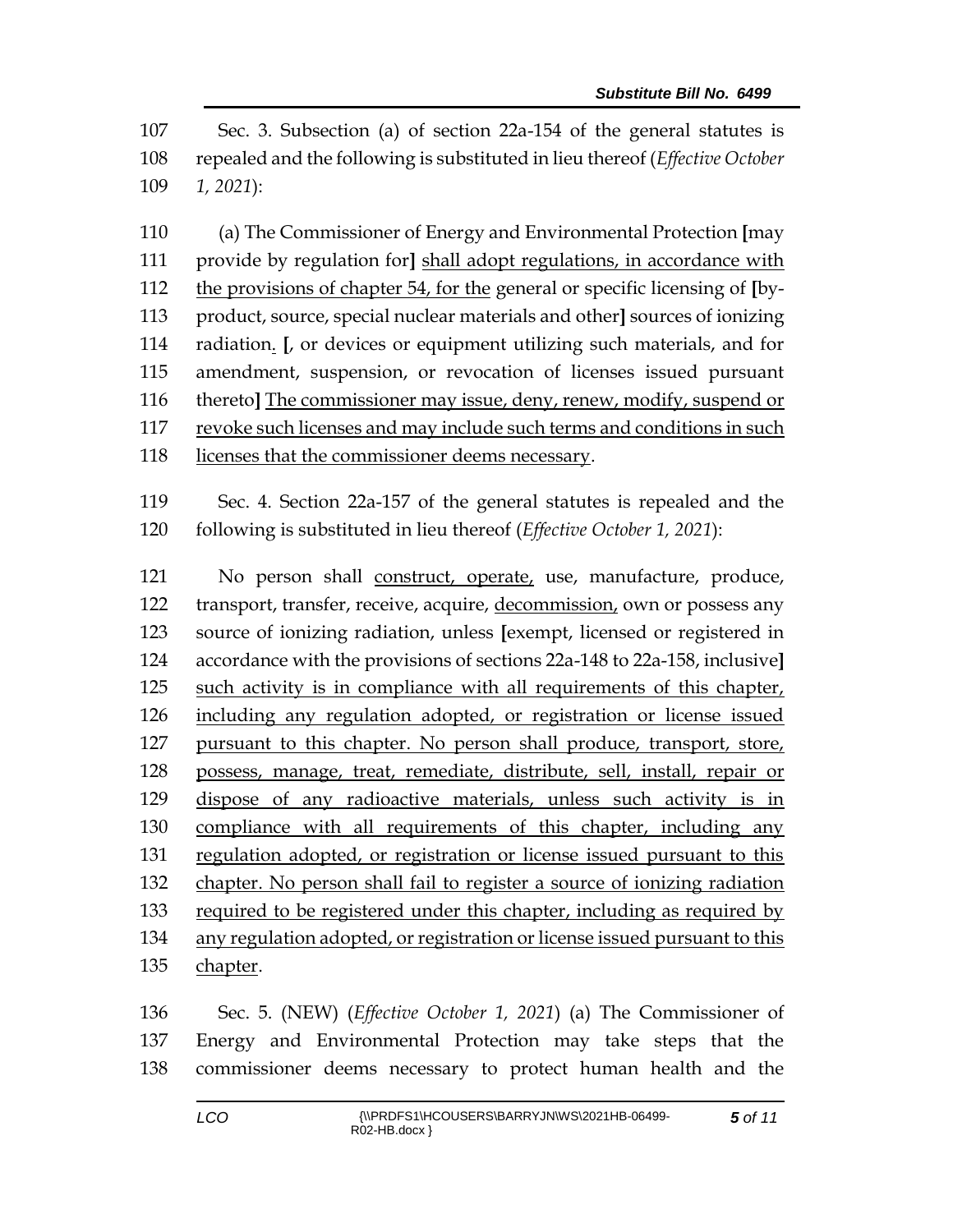Sec. 3. Subsection (a) of section 22a-154 of the general statutes is repealed and the following is substituted in lieu thereof (*Effective October 1, 2021*):

(a) The Commissioner of Energy and Environmental Protection [may provide by regulation for] <u>shall adopt regulations, in accordance with the provisions of chapter 54, for the</u> general or specific licensing of [by-product, source, special nuclear materials and other] sources of ionizing radiation<u>.</u> [, or devices or equipment utilizing such materials, and for amendment, suspension, or revocation of licenses issued pursuant thereto] <u>The commissioner may issue, deny, renew, modify, suspend or revoke such licenses and may include such terms and conditions in such licenses that the commissioner deems necessary</u>.

Sec. 4. Section 22a-157 of the general statutes is repealed and the following is substituted in lieu thereof (*Effective October 1, 2021*):

No person shall <u>construct, operate,</u> use, manufacture, produce, transport, transfer, receive, acquire, <u>decommission,</u> own or possess any source of ionizing radiation, unless [exempt, licensed or registered in accordance with the provisions of sections 22a-148 to 22a-158, inclusive] <u>such activity is in compliance with all requirements of this chapter, including any regulation adopted, or registration or license issued pursuant to this chapter. No person shall produce, transport, store, possess, manage, treat, remediate, distribute, sell, install, repair or dispose of any radioactive materials, unless such activity is in compliance with all requirements of this chapter, including any regulation adopted, or registration or license issued pursuant to this chapter. No person shall fail to register a source of ionizing radiation required to be registered under this chapter, including as required by any regulation adopted, or registration or license issued pursuant to this chapter</u>.

Sec. 5. (NEW) (*Effective October 1, 2021*) (a) The Commissioner of Energy and Environmental Protection may take steps that the commissioner deems necessary to protect human health and the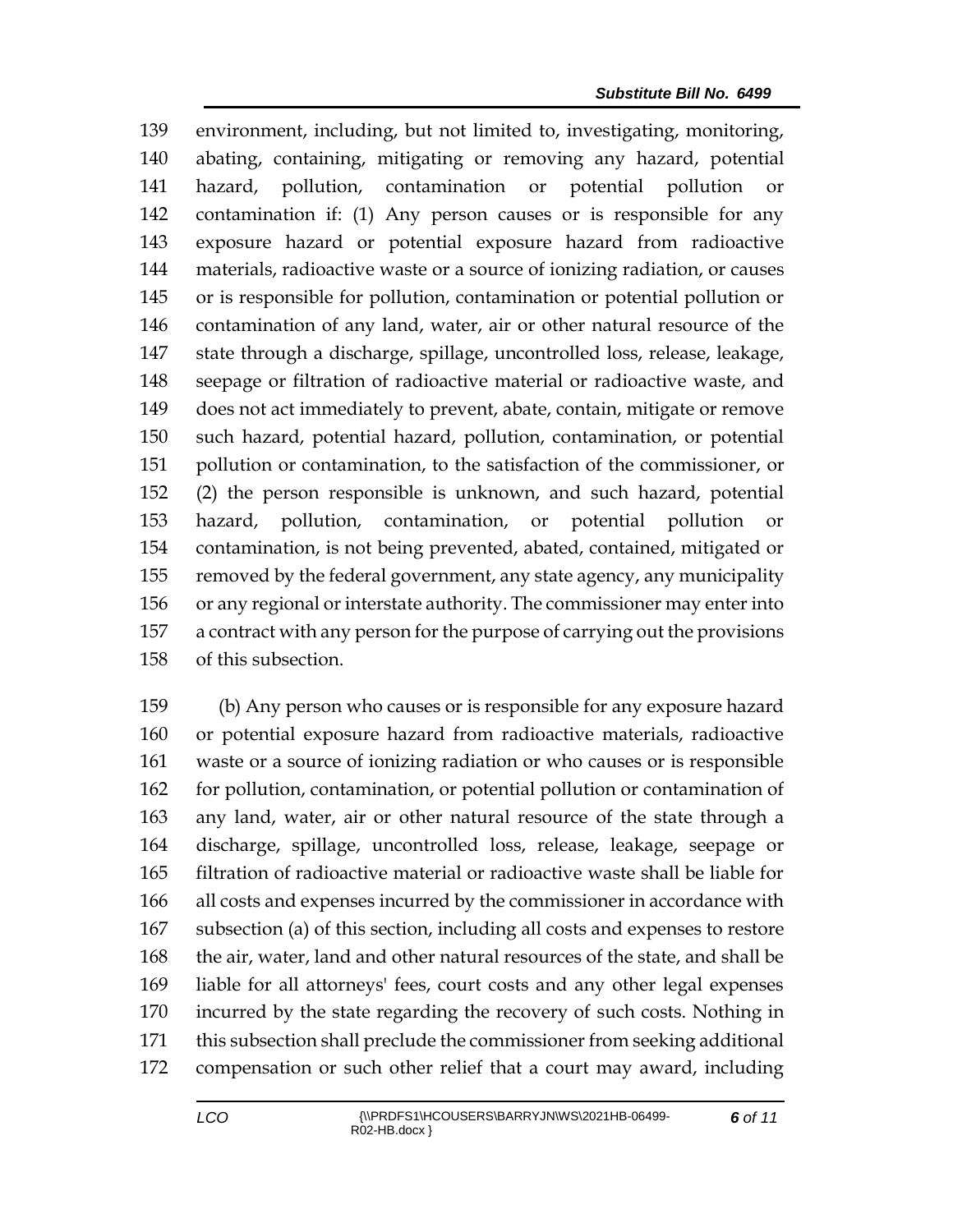environment, including, but not limited to, investigating, monitoring, abating, containing, mitigating or removing any hazard, potential hazard, pollution, contamination or potential pollution or contamination if: (1) Any person causes or is responsible for any exposure hazard or potential exposure hazard from radioactive materials, radioactive waste or a source of ionizing radiation, or causes or is responsible for pollution, contamination or potential pollution or contamination of any land, water, air or other natural resource of the state through a discharge, spillage, uncontrolled loss, release, leakage, seepage or filtration of radioactive material or radioactive waste, and does not act immediately to prevent, abate, contain, mitigate or remove such hazard, potential hazard, pollution, contamination, or potential pollution or contamination, to the satisfaction of the commissioner, or (2) the person responsible is unknown, and such hazard, potential hazard, pollution, contamination, or potential pollution or contamination, is not being prevented, abated, contained, mitigated or removed by the federal government, any state agency, any municipality or any regional or interstate authority. The commissioner may enter into a contract with any person for the purpose of carrying out the provisions of this subsection.

(b) Any person who causes or is responsible for any exposure hazard or potential exposure hazard from radioactive materials, radioactive waste or a source of ionizing radiation or who causes or is responsible for pollution, contamination, or potential pollution or contamination of any land, water, air or other natural resource of the state through a discharge, spillage, uncontrolled loss, release, leakage, seepage or filtration of radioactive material or radioactive waste shall be liable for all costs and expenses incurred by the commissioner in accordance with subsection (a) of this section, including all costs and expenses to restore the air, water, land and other natural resources of the state, and shall be liable for all attorneys' fees, court costs and any other legal expenses incurred by the state regarding the recovery of such costs. Nothing in this subsection shall preclude the commissioner from seeking additional compensation or such other relief that a court may award, including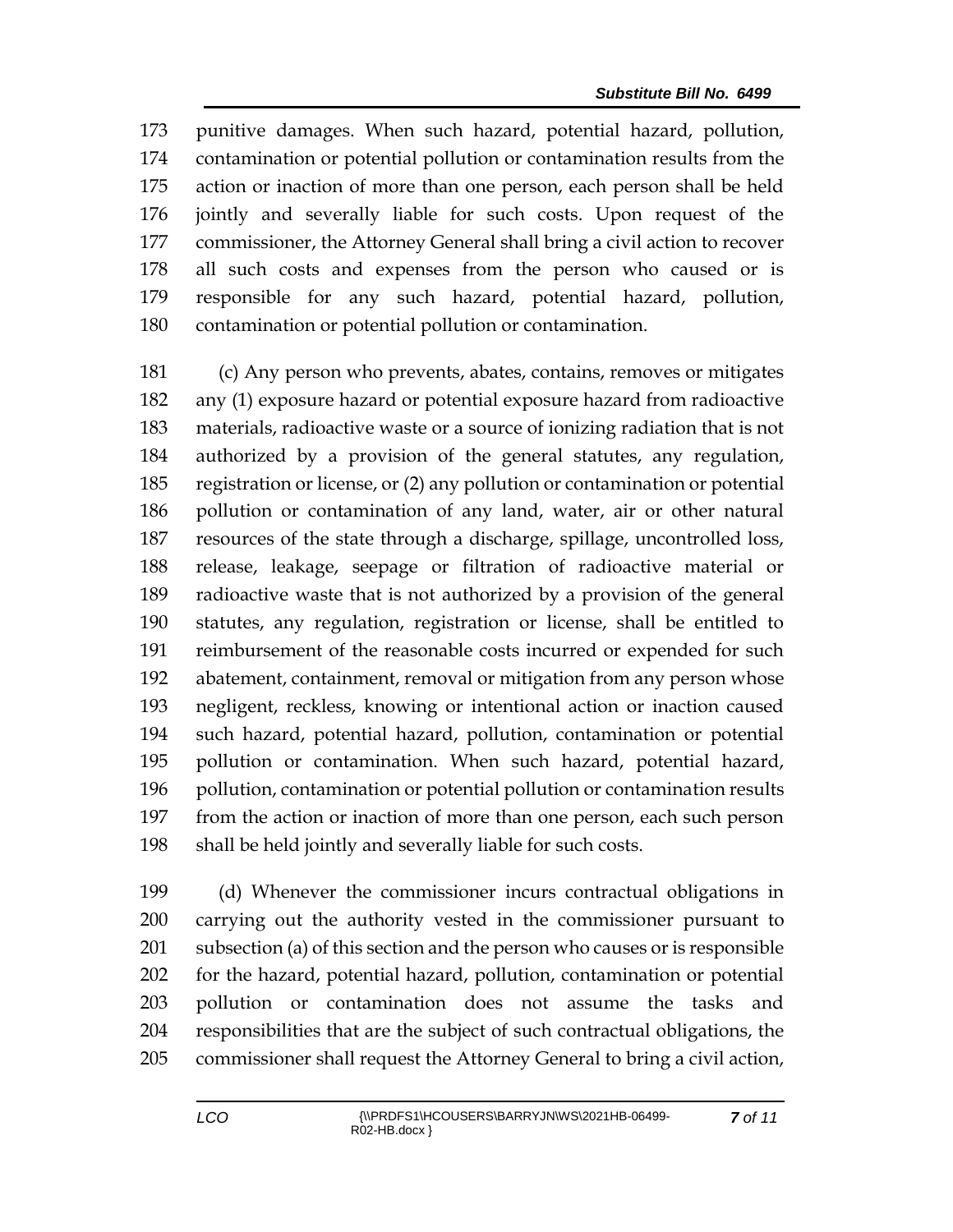punitive damages. When such hazard, potential hazard, pollution, contamination or potential pollution or contamination results from the action or inaction of more than one person, each person shall be held jointly and severally liable for such costs. Upon request of the commissioner, the Attorney General shall bring a civil action to recover all such costs and expenses from the person who caused or is responsible for any such hazard, potential hazard, pollution, contamination or potential pollution or contamination.

(c) Any person who prevents, abates, contains, removes or mitigates any (1) exposure hazard or potential exposure hazard from radioactive materials, radioactive waste or a source of ionizing radiation that is not authorized by a provision of the general statutes, any regulation, registration or license, or (2) any pollution or contamination or potential pollution or contamination of any land, water, air or other natural resources of the state through a discharge, spillage, uncontrolled loss, release, leakage, seepage or filtration of radioactive material or radioactive waste that is not authorized by a provision of the general statutes, any regulation, registration or license, shall be entitled to reimbursement of the reasonable costs incurred or expended for such abatement, containment, removal or mitigation from any person whose negligent, reckless, knowing or intentional action or inaction caused such hazard, potential hazard, pollution, contamination or potential pollution or contamination. When such hazard, potential hazard, pollution, contamination or potential pollution or contamination results from the action or inaction of more than one person, each such person shall be held jointly and severally liable for such costs.

(d) Whenever the commissioner incurs contractual obligations in carrying out the authority vested in the commissioner pursuant to subsection (a) of this section and the person who causes or is responsible for the hazard, potential hazard, pollution, contamination or potential pollution or contamination does not assume the tasks and responsibilities that are the subject of such contractual obligations, the commissioner shall request the Attorney General to bring a civil action,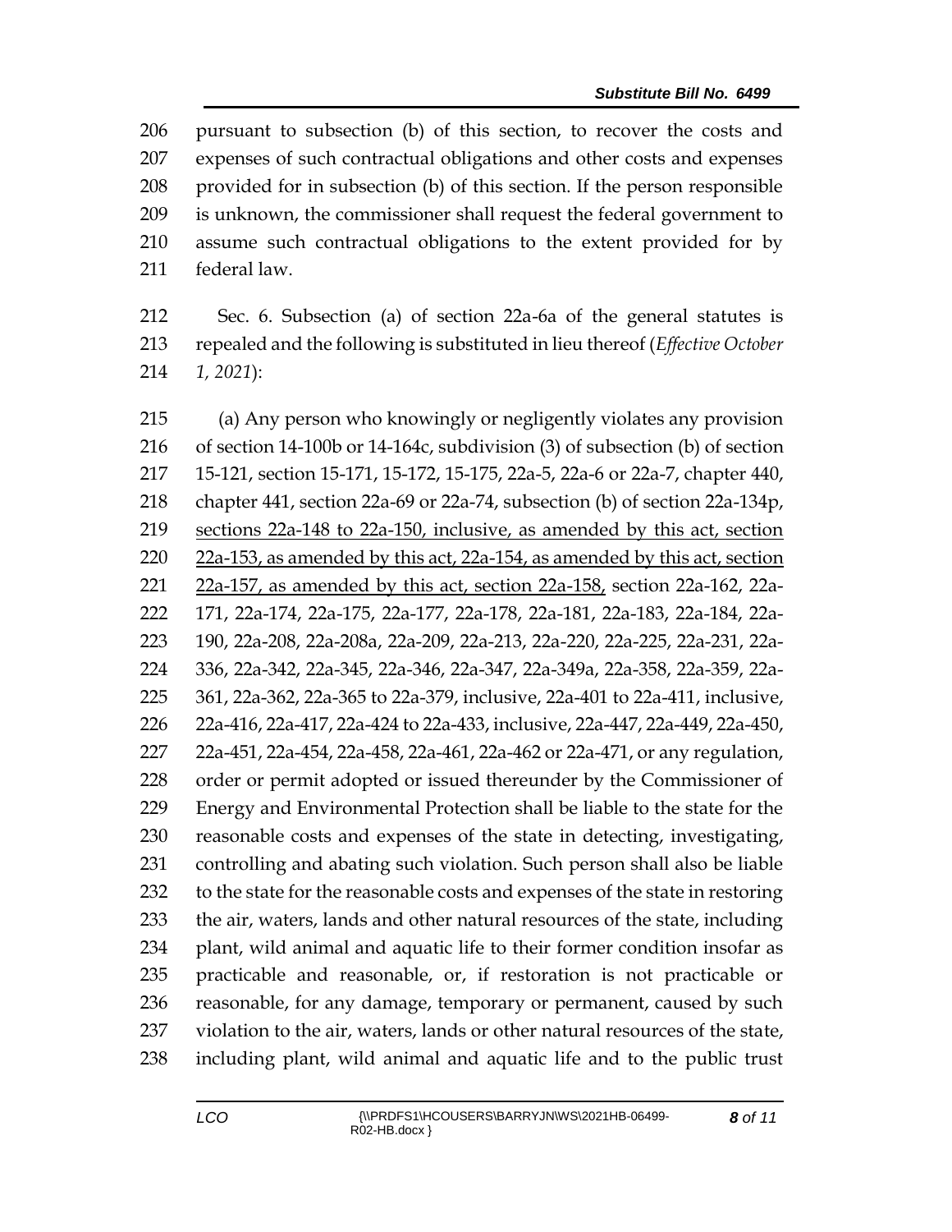pursuant to subsection (b) of this section, to recover the costs and expenses of such contractual obligations and other costs and expenses provided for in subsection (b) of this section. If the person responsible is unknown, the commissioner shall request the federal government to assume such contractual obligations to the extent provided for by federal law.

Sec. 6. Subsection (a) of section 22a-6a of the general statutes is repealed and the following is substituted in lieu thereof (*Effective October 1, 2021*):

(a) Any person who knowingly or negligently violates any provision of section 14-100b or 14-164c, subdivision (3) of subsection (b) of section 15-121, section 15-171, 15-172, 15-175, 22a-5, 22a-6 or 22a-7, chapter 440, chapter 441, section 22a-69 or 22a-74, subsection (b) of section 22a-134p, <u>sections 22a-148 to 22a-150, inclusive, as amended by this act, section 22a-153, as amended by this act, 22a-154, as amended by this act, section 22a-157, as amended by this act, section 22a-158,</u> section 22a-162, 22a-171, 22a-174, 22a-175, 22a-177, 22a-178, 22a-181, 22a-183, 22a-184, 22a-190, 22a-208, 22a-208a, 22a-209, 22a-213, 22a-220, 22a-225, 22a-231, 22a-336, 22a-342, 22a-345, 22a-346, 22a-347, 22a-349a, 22a-358, 22a-359, 22a-361, 22a-362, 22a-365 to 22a-379, inclusive, 22a-401 to 22a-411, inclusive, 22a-416, 22a-417, 22a-424 to 22a-433, inclusive, 22a-447, 22a-449, 22a-450, 22a-451, 22a-454, 22a-458, 22a-461, 22a-462 or 22a-471, or any regulation, order or permit adopted or issued thereunder by the Commissioner of Energy and Environmental Protection shall be liable to the state for the reasonable costs and expenses of the state in detecting, investigating, controlling and abating such violation. Such person shall also be liable to the state for the reasonable costs and expenses of the state in restoring the air, waters, lands and other natural resources of the state, including plant, wild animal and aquatic life to their former condition insofar as practicable and reasonable, or, if restoration is not practicable or reasonable, for any damage, temporary or permanent, caused by such violation to the air, waters, lands or other natural resources of the state, including plant, wild animal and aquatic life and to the public trust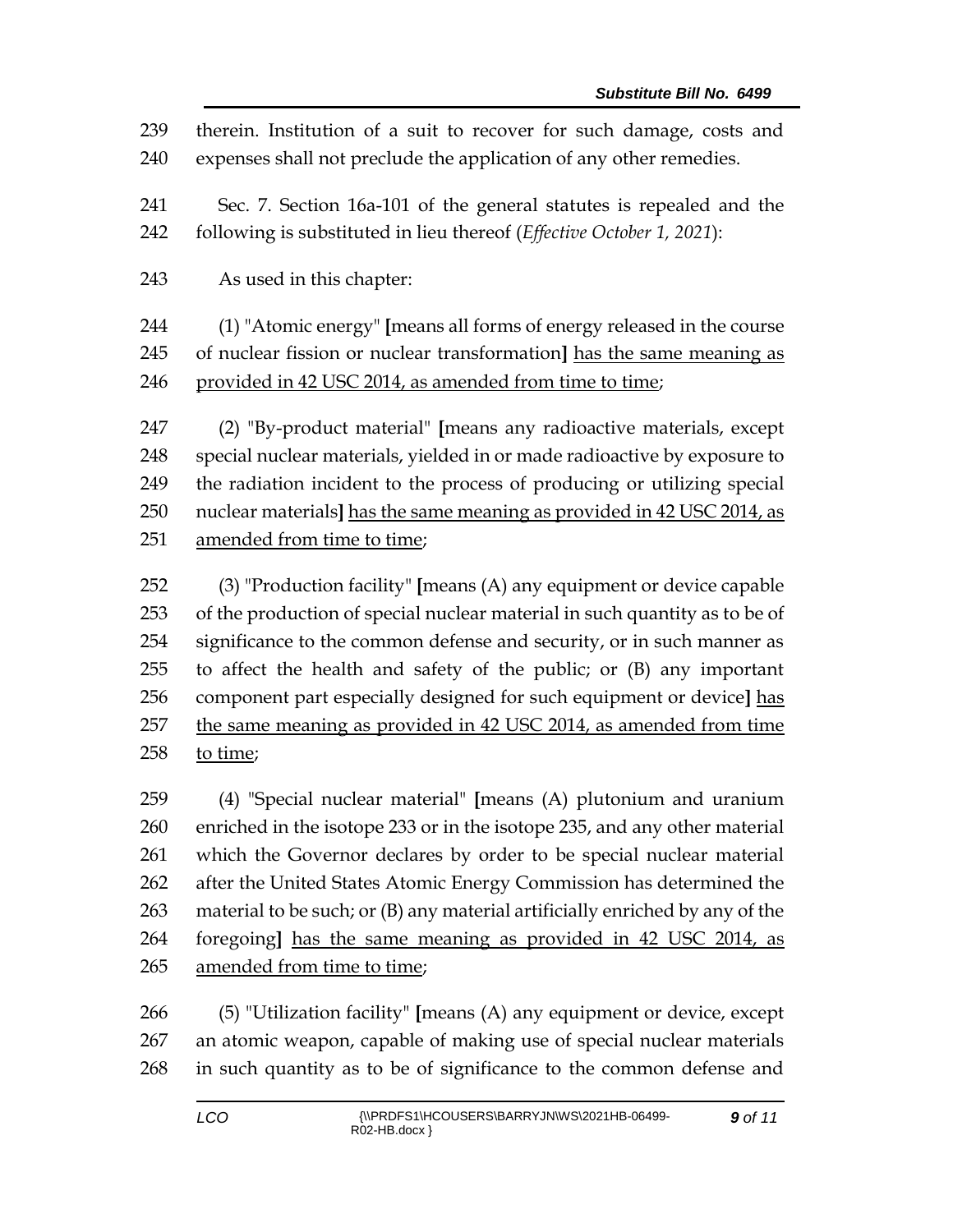239 therein. Institution of a suit to recover for such damage, costs and
240 expenses shall not preclude the application of any other remedies.

241 Sec. 7. Section 16a-101 of the general statutes is repealed and the
242 following is substituted in lieu thereof (*Effective October 1, 2021*):

243 As used in this chapter:

244 (1) "Atomic energy" **[**means all forms of energy released in the course
245 of nuclear fission or nuclear transformation**]** <u>has the same meaning as</u>
246 <u>provided in 42 USC 2014, as amended from time to time</u>;

247 (2) "By-product material" **[**means any radioactive materials, except
248 special nuclear materials, yielded in or made radioactive by exposure to
249 the radiation incident to the process of producing or utilizing special
250 nuclear materials**]** <u>has the same meaning as provided in 42 USC 2014, as</u>
251 <u>amended from time to time</u>;

252 (3) "Production facility" **[**means (A) any equipment or device capable
253 of the production of special nuclear material in such quantity as to be of
254 significance to the common defense and security, or in such manner as
255 to affect the health and safety of the public; or (B) any important
256 component part especially designed for such equipment or device**]** <u>has</u>
257 <u>the same meaning as provided in 42 USC 2014, as amended from time</u>
258 <u>to time</u>;

259 (4) "Special nuclear material" **[**means (A) plutonium and uranium
260 enriched in the isotope 233 or in the isotope 235, and any other material
261 which the Governor declares by order to be special nuclear material
262 after the United States Atomic Energy Commission has determined the
263 material to be such; or (B) any material artificially enriched by any of the
264 foregoing**]** <u>has the same meaning as provided in 42 USC 2014, as</u>
265 <u>amended from time to time</u>;

266 (5) "Utilization facility" **[**means (A) any equipment or device, except
267 an atomic weapon, capable of making use of special nuclear materials
268 in such quantity as to be of significance to the common defense and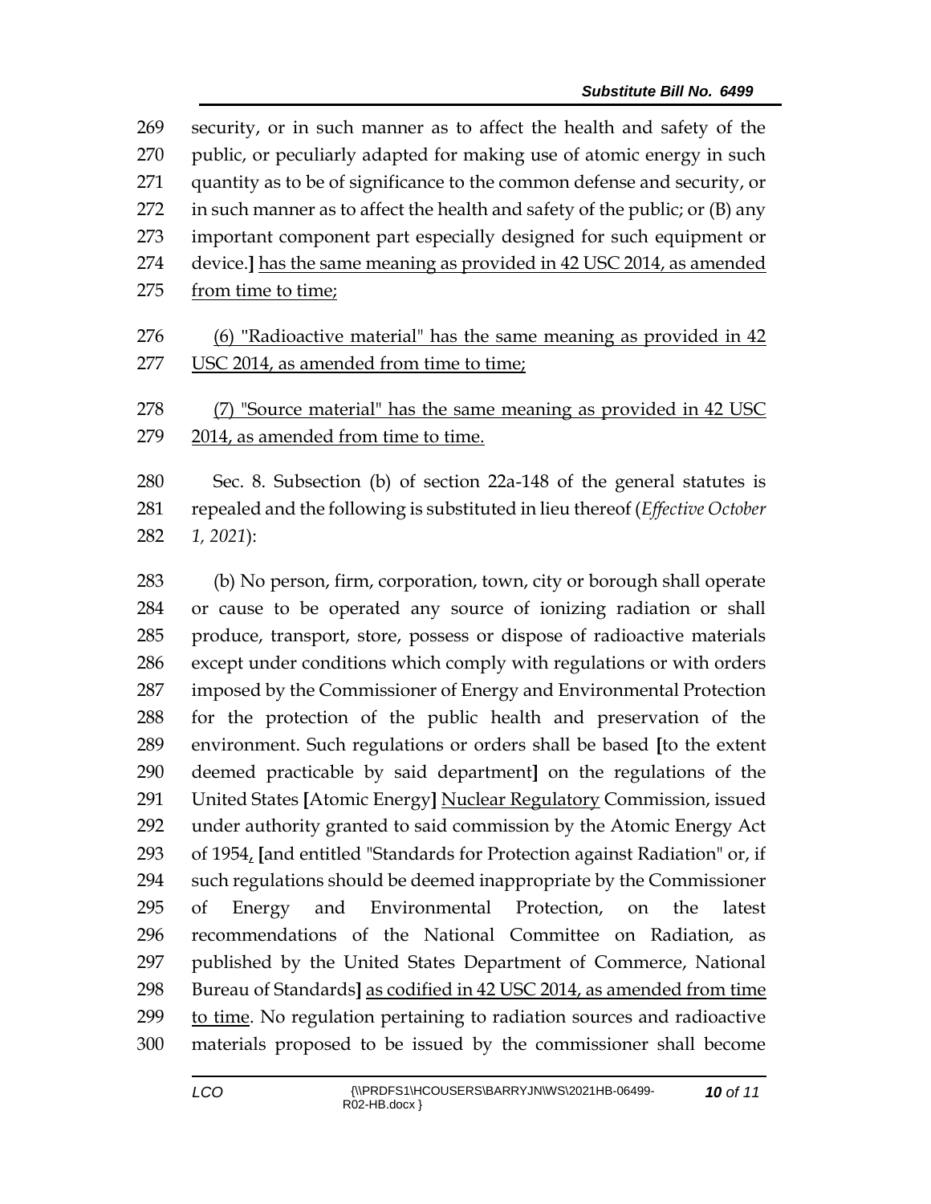security, or in such manner as to affect the health and safety of the public, or peculiarly adapted for making use of atomic energy in such quantity as to be of significance to the common defense and security, or in such manner as to affect the health and safety of the public; or (B) any important component part especially designed for such equipment or device.**]** <u>has the same meaning as provided in 42 USC 2014, as amended from time to time;</u>

<u>(6) "Radioactive material" has the same meaning as provided in 42 USC 2014, as amended from time to time;</u>

<u>(7) "Source material" has the same meaning as provided in 42 USC 2014, as amended from time to time.</u>

Sec. 8. Subsection (b) of section 22a-148 of the general statutes is repealed and the following is substituted in lieu thereof (*Effective October 1, 2021*):

(b) No person, firm, corporation, town, city or borough shall operate or cause to be operated any source of ionizing radiation or shall produce, transport, store, possess or dispose of radioactive materials except under conditions which comply with regulations or with orders imposed by the Commissioner of Energy and Environmental Protection for the protection of the public health and preservation of the environment. Such regulations or orders shall be based **[**to the extent deemed practicable by said department**]** on the regulations of the United States **[**Atomic Energy**]** <u>Nuclear Regulatory</u> Commission, issued under authority granted to said commission by the Atomic Energy Act of 1954<u>,</u> **[**and entitled "Standards for Protection against Radiation" or, if such regulations should be deemed inappropriate by the Commissioner of Energy and Environmental Protection, on the latest recommendations of the National Committee on Radiation, as published by the United States Department of Commerce, National Bureau of Standards**]** <u>as codified in 42 USC 2014, as amended from time to time</u>. No regulation pertaining to radiation sources and radioactive materials proposed to be issued by the commissioner shall become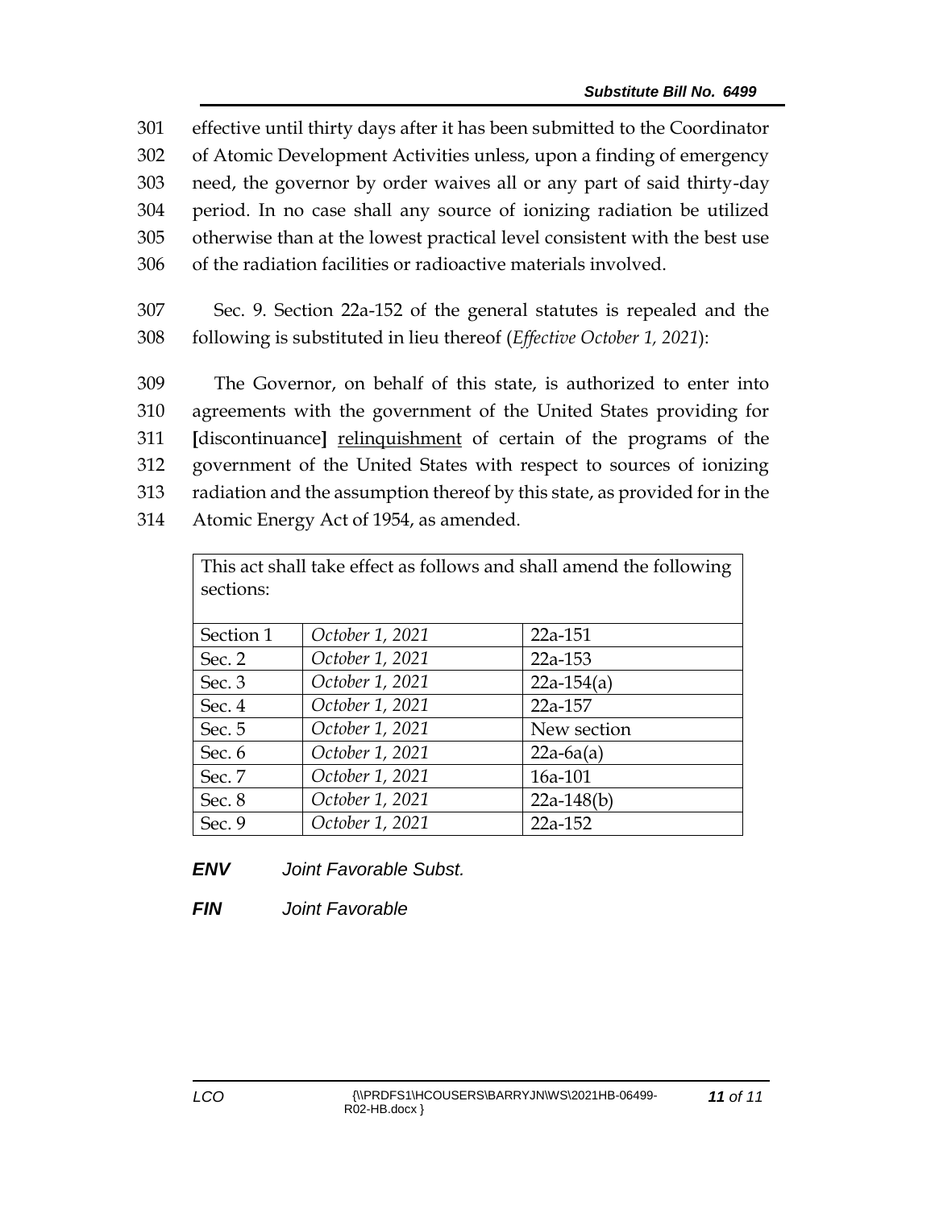301 effective until thirty days after it has been submitted to the Coordinator
302 of Atomic Development Activities unless, upon a finding of emergency
303 need, the governor by order waives all or any part of said thirty-day
304 period. In no case shall any source of ionizing radiation be utilized
305 otherwise than at the lowest practical level consistent with the best use
306 of the radiation facilities or radioactive materials involved.

307 Sec. 9. Section 22a-152 of the general statutes is repealed and the
308 following is substituted in lieu thereof (*Effective October 1, 2021*):

309 The Governor, on behalf of this state, is authorized to enter into
310 agreements with the government of the United States providing for
311 **[**discontinuance**]** <u>relinquishment</u> of certain of the programs of the
312 government of the United States with respect to sources of ionizing
313 radiation and the assumption thereof by this state, as provided for in the
314 Atomic Energy Act of 1954, as amended.

| This act shall take effect as follows and shall amend the following sections: | | |
|---|---|---|
| Section 1 | *October 1, 2021* | 22a-151 |
| Sec. 2 | *October 1, 2021* | 22a-153 |
| Sec. 3 | *October 1, 2021* | 22a-154(a) |
| Sec. 4 | *October 1, 2021* | 22a-157 |
| Sec. 5 | *October 1, 2021* | New section |
| Sec. 6 | *October 1, 2021* | 22a-6a(a) |
| Sec. 7 | *October 1, 2021* | 16a-101 |
| Sec. 8 | *October 1, 2021* | 22a-148(b) |
| Sec. 9 | *October 1, 2021* | 22a-152 |

***ENV*** *Joint Favorable Subst.*

***FIN*** *Joint Favorable*